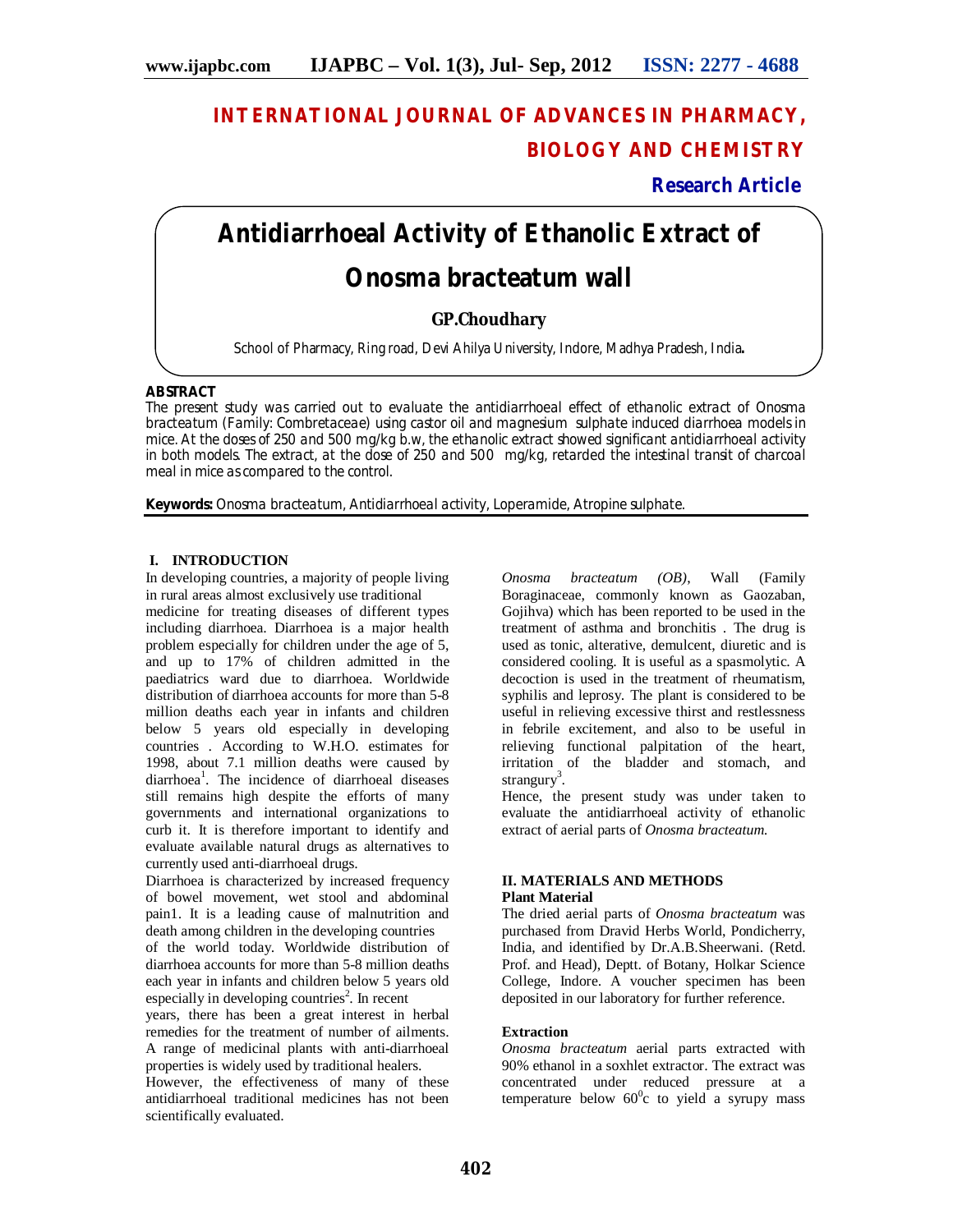# INTERNATIONAL JOURNAL OF ADVANCES IN PHARMACY, BIOLOGY AND CHEMISTRY

**Research Article**

# Antidiarrhoeal Activity of Ethanolic Extract of Onosma bracteatum wall

**GP.Choudhary**

School of Pharmacy, Ring road, Devi Ahilya University, Indore, Madhya Pradesh, India**.**

## ABSTRACT

The present study was carried out to evaluate the antidiarrhoeal effect of ethanolic extract of Onosma bracteatum (Family: Combretaceae) using castor oil and magnesium sulphate induced diarrhoea models in mice. At the doses of 250 and 500 mg/kg b.w, the ethanolic extract showed significant antidiarrhoeal activity in both models. The extract, at the dose of 250 and 500 mg/kg, retarded the intestinal transit of charcoal meal in mice as compared to the control.

**Keywords:** Onosma bracteatum, Antidiarrhoeal activity, Loperamide, Atropine sulphate.

## I. INTRODUCTION

In developing countries, a majority of people living in rural areas almost exclusively use traditional medicine for treating diseases of different types including diarrhoea. Diarrhoea is a major health problem especially for children under the age of 5, and up to 17% of children admitted in the paediatrics ward due to diarrhoea. Worldwide distribution of diarrhoea accounts for more than 5-8 million deaths each year in infants and children below 5 years old especially in developing countries . According to W.H.O. estimates for 1998, about 7.1 million deaths were caused by diarrhoea[1]. The incidence of diarrhoeal diseases still remains high despite the efforts of many governments and international organizations to curb it. It is therefore important to identify and evaluate available natural drugs as alternatives to currently used anti-diarrhoeal drugs.

Diarrhoea is characterized by increased frequency of bowel movement, wet stool and abdominal pain1. It is a leading cause of malnutrition and death among children in the developing countries of the world today. Worldwide distribution of diarrhoea accounts for more than 5-8 million deaths each year in infants and children below 5 years old especially in developing countries[2]. In recent years, there has been a great interest in herbal remedies for the treatment of number of ailments. A range of medicinal plants with anti-diarrhoeal properties is widely used by traditional healers. However, the effectiveness of many of these antidiarrhoeal traditional medicines has not been scientifically evaluated.

*Onosma bracteatum (OB)*, Wall (Family Boraginaceae, commonly known as Gaozaban, Gojihva) which has been reported to be used in the treatment of asthma and bronchitis . The drug is used as tonic, alterative, demulcent, diuretic and is considered cooling. It is useful as a spasmolytic. A decoction is used in the treatment of rheumatism, syphilis and leprosy. The plant is considered to be useful in relieving excessive thirst and restlessness in febrile excitement, and also to be useful in relieving functional palpitation of the heart, irritation of the bladder and stomach, and strangury[3].

Hence, the present study was under taken to evaluate the antidiarrhoeal activity of ethanolic extract of aerial parts of *Onosma bracteatum.*

## II. MATERIALS AND METHODS

### Plant Material

The dried aerial parts of *Onosma bracteatum* was purchased from Dravid Herbs World, Pondicherry, India, and identified by Dr.A.B.Sheerwani. (Retd. Prof. and Head), Deptt. of Botany, Holkar Science College, Indore. A voucher specimen has been deposited in our laboratory for further reference.

### Extraction

*Onosma bracteatum* aerial parts extracted with 90% ethanol in a soxhlet extractor. The extract was concentrated under reduced pressure at a temperature below $60^0$c to yield a syrupy mass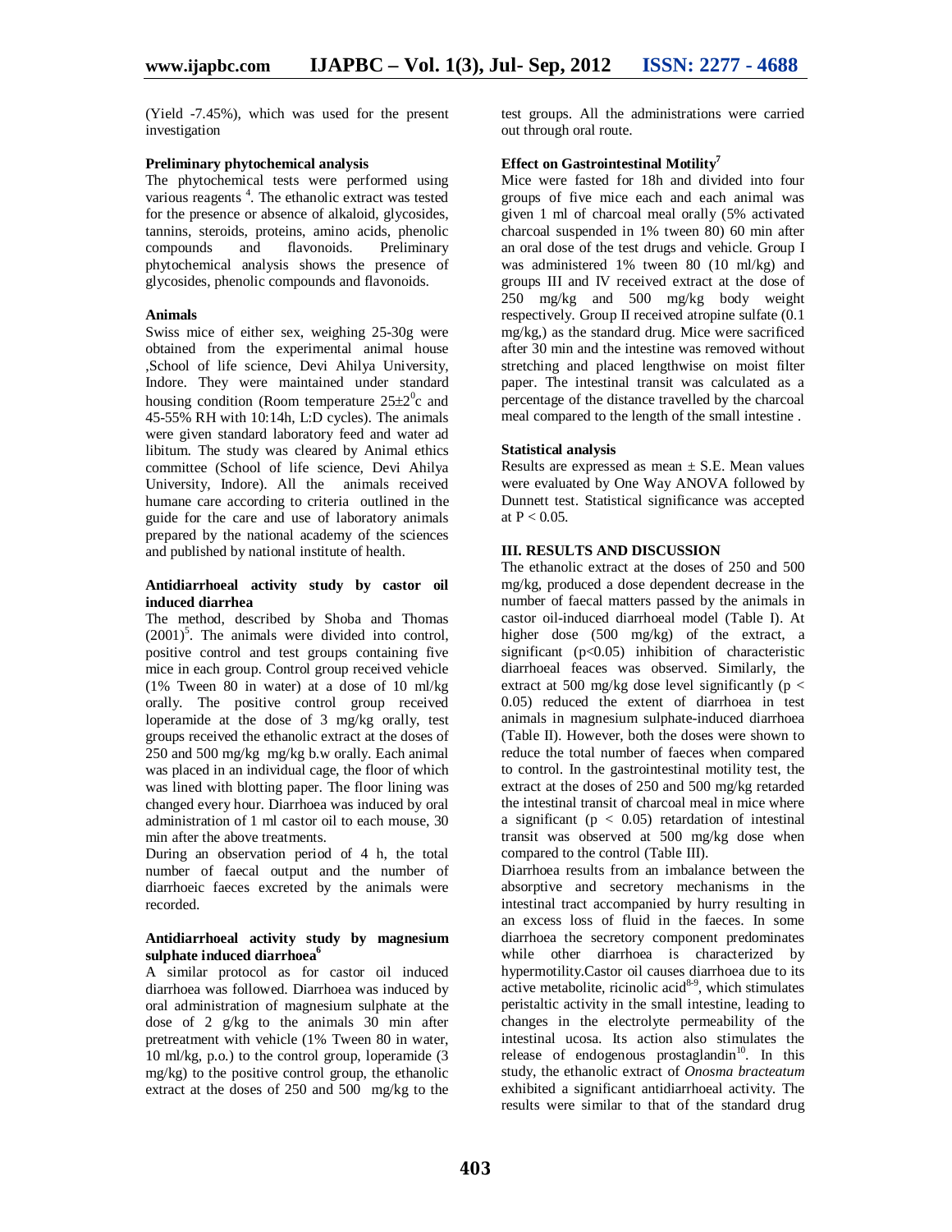(Yield -7.45%), which was used for the present investigation

**Preliminary phytochemical analysis**

The phytochemical tests were performed using various reagents [4]. The ethanolic extract was tested for the presence or absence of alkaloid, glycosides, tannins, steroids, proteins, amino acids, phenolic compounds and flavonoids. Preliminary phytochemical analysis shows the presence of glycosides, phenolic compounds and flavonoids.

**Animals**

Swiss mice of either sex, weighing 25-30g were obtained from the experimental animal house ,School of life science, Devi Ahilya University, Indore. They were maintained under standard housing condition (Room temperature $25\pm2^0$c and 45-55% RH with 10:14h, L:D cycles). The animals were given standard laboratory feed and water ad libitum. The study was cleared by Animal ethics committee (School of life science, Devi Ahilya University, Indore). All the animals received humane care according to criteria outlined in the guide for the care and use of laboratory animals prepared by the national academy of the sciences and published by national institute of health.

**Antidiarrhoeal activity study by castor oil induced diarrhea**

The method, described by Shoba and Thomas (2001)[5]. The animals were divided into control, positive control and test groups containing five mice in each group. Control group received vehicle (1% Tween 80 in water) at a dose of 10 ml/kg orally. The positive control group received loperamide at the dose of 3 mg/kg orally, test groups received the ethanolic extract at the doses of 250 and 500 mg/kg mg/kg b.w orally. Each animal was placed in an individual cage, the floor of which was lined with blotting paper. The floor lining was changed every hour. Diarrhoea was induced by oral administration of 1 ml castor oil to each mouse, 30 min after the above treatments.

During an observation period of 4 h, the total number of faecal output and the number of diarrhoeic faeces excreted by the animals were recorded.

**Antidiarrhoeal activity study by magnesium sulphate induced diarrhoea[6]**

A similar protocol as for castor oil induced diarrhoea was followed. Diarrhoea was induced by oral administration of magnesium sulphate at the dose of 2 g/kg to the animals 30 min after pretreatment with vehicle (1% Tween 80 in water, 10 ml/kg, p.o.) to the control group, loperamide (3 mg/kg) to the positive control group, the ethanolic extract at the doses of 250 and 500 mg/kg to the test groups. All the administrations were carried out through oral route.

**Effect on Gastrointestinal Motility[7]**

Mice were fasted for 18h and divided into four groups of five mice each and each animal was given 1 ml of charcoal meal orally (5% activated charcoal suspended in 1% tween 80) 60 min after an oral dose of the test drugs and vehicle. Group I was administered 1% tween 80 (10 ml/kg) and groups III and IV received extract at the dose of 250 mg/kg and 500 mg/kg body weight respectively. Group II received atropine sulfate (0.1 mg/kg,) as the standard drug. Mice were sacrificed after 30 min and the intestine was removed without stretching and placed lengthwise on moist filter paper. The intestinal transit was calculated as a percentage of the distance travelled by the charcoal meal compared to the length of the small intestine .

**Statistical analysis**

Results are expressed as mean ± S.E. Mean values were evaluated by One Way ANOVA followed by Dunnett test. Statistical significance was accepted at $P < 0.05$.

## III. RESULTS AND DISCUSSION

The ethanolic extract at the doses of 250 and 500 mg/kg, produced a dose dependent decrease in the number of faecal matters passed by the animals in castor oil-induced diarrhoeal model (Table I). At higher dose (500 mg/kg) of the extract, a significant ($p<0.05$) inhibition of characteristic diarrhoeal feaces was observed. Similarly, the extract at 500 mg/kg dose level significantly ($p < 0.05$) reduced the extent of diarrhoea in test animals in magnesium sulphate-induced diarrhoea (Table II). However, both the doses were shown to reduce the total number of faeces when compared to control. In the gastrointestinal motility test, the extract at the doses of 250 and 500 mg/kg retarded the intestinal transit of charcoal meal in mice where a significant ($p < 0.05$) retardation of intestinal transit was observed at 500 mg/kg dose when compared to the control (Table III).

Diarrhoea results from an imbalance between the absorptive and secretory mechanisms in the intestinal tract accompanied by hurry resulting in an excess loss of fluid in the faeces. In some diarrhoea the secretory component predominates while other diarrhoea is characterized by hypermotility.Castor oil causes diarrhoea due to its active metabolite, ricinolic acid[8-9], which stimulates peristaltic activity in the small intestine, leading to changes in the electrolyte permeability of the intestinal ucosa. Its action also stimulates the release of endogenous prostaglandin[10]. In this study, the ethanolic extract of *Onosma bracteatum* exhibited a significant antidiarrhoeal activity. The results were similar to that of the standard drug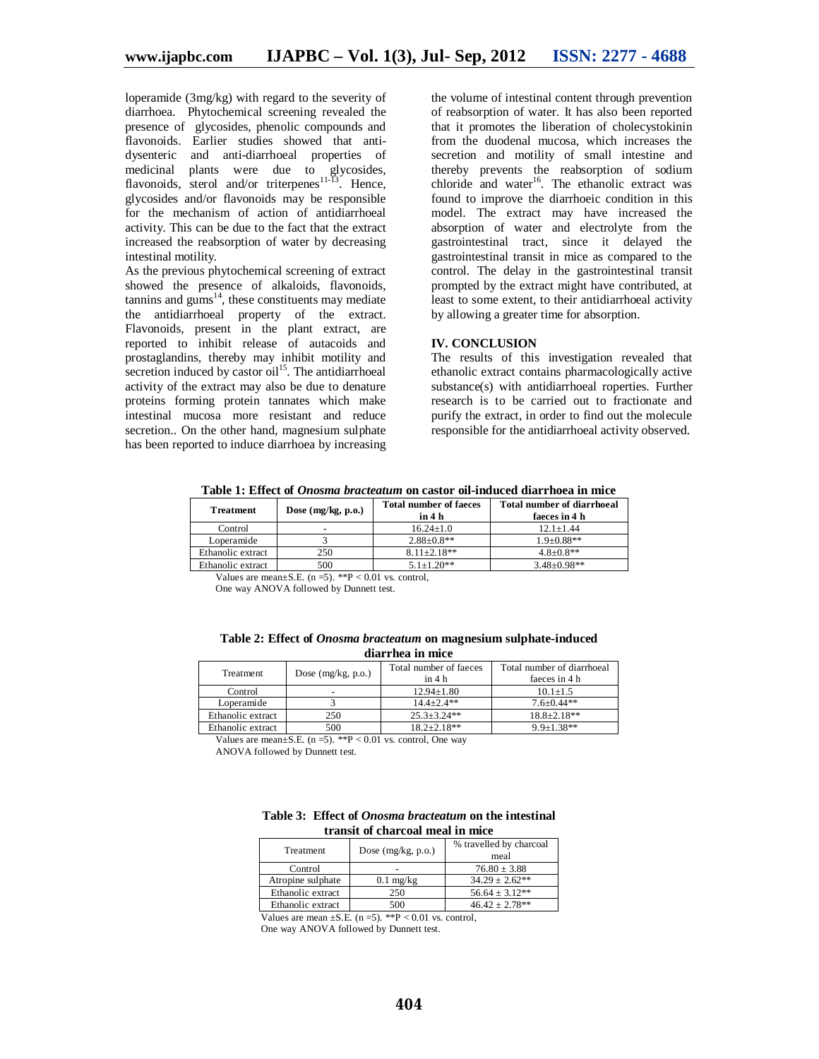loperamide (3mg/kg) with regard to the severity of diarrhoea. Phytochemical screening revealed the presence of glycosides, phenolic compounds and flavonoids. Earlier studies showed that anti-dysenteric and anti-diarrhoeal properties of medicinal plants were due to glycosides, flavonoids, sterol and/or triterpenes[11-13]. Hence, glycosides and/or flavonoids may be responsible for the mechanism of action of antidiarrhoeal activity. This can be due to the fact that the extract increased the reabsorption of water by decreasing intestinal motility.

As the previous phytochemical screening of extract showed the presence of alkaloids, flavonoids, tannins and gums[14], these constituents may mediate the antidiarrhoeal property of the extract. Flavonoids, present in the plant extract, are reported to inhibit release of autacoids and prostaglandins, thereby may inhibit motility and secretion induced by castor oil[15]. The antidiarrhoeal activity of the extract may also be due to denature proteins forming protein tannates which make intestinal mucosa more resistant and reduce secretion.. On the other hand, magnesium sulphate has been reported to induce diarrhoea by increasing the volume of intestinal content through prevention of reabsorption of water. It has also been reported that it promotes the liberation of cholecystokinin from the duodenal mucosa, which increases the secretion and motility of small intestine and thereby prevents the reabsorption of sodium chloride and water[16]. The ethanolic extract was found to improve the diarrhoeic condition in this model. The extract may have increased the absorption of water and electrolyte from the gastrointestinal tract, since it delayed the gastrointestinal transit in mice as compared to the control. The delay in the gastrointestinal transit prompted by the extract might have contributed, at least to some extent, to their antidiarrhoeal activity by allowing a greater time for absorption.

## IV. CONCLUSION

The results of this investigation revealed that ethanolic extract contains pharmacologically active substance(s) with antidiarrhoeal roperties. Further research is to be carried out to fractionate and purify the extract, in order to find out the molecule responsible for the antidiarrhoeal activity observed.

**Table 1: Effect of *Onosma bracteatum* on castor oil-induced diarrhoea in mice**

| Treatment | Dose (mg/kg, p.o.) | Total number of faeces in 4 h | Total number of diarrhoeal faeces in 4 h |
|---|---|---|---|
| Control | - | 16.24±1.0 | 12.1±1.44 |
| Loperamide | 3 | 2.88±0.8** | 1.9±0.88** |
| Ethanolic extract | 250 | 8.11±2.18** | 4.8±0.8** |
| Ethanolic extract | 500 | 5.1±1.20** | 3.48±0.98** |

Values are mean±S.E. (n =5). **P < 0.01 vs. control,
One way ANOVA followed by Dunnett test.

**Table 2: Effect of *Onosma bracteatum* on magnesium sulphate-induced diarrhea in mice**

| Treatment | Dose (mg/kg, p.o.) | Total number of faeces in 4 h | Total number of diarrhoeal faeces in 4 h |
|---|---|---|---|
| Control | - | 12.94±1.80 | 10.1±1.5 |
| Loperamide | 3 | 14.4±2.4** | 7.6±0.44** |
| Ethanolic extract | 250 | 25.3±3.24** | 18.8±2.18** |
| Ethanolic extract | 500 | 18.2±2.18** | 9.9±1.38** |

Values are mean±S.E. (n =5). **P < 0.01 vs. control, One way ANOVA followed by Dunnett test.

**Table 3: Effect of *Onosma bracteatum* on the intestinal transit of charcoal meal in mice**

| Treatment | Dose (mg/kg, p.o.) | % travelled by charcoal meal |
|---|---|---|
| Control | - | 76.80 ± 3.88 |
| Atropine sulphate | 0.1 mg/kg | 34.29 ± 2.62** |
| Ethanolic extract | 250 | 56.64 ± 3.12** |
| Ethanolic extract | 500 | 46.42 ± 2.78** |

Values are mean ±S.E. (n =5). **P < 0.01 vs. control,
One way ANOVA followed by Dunnett test.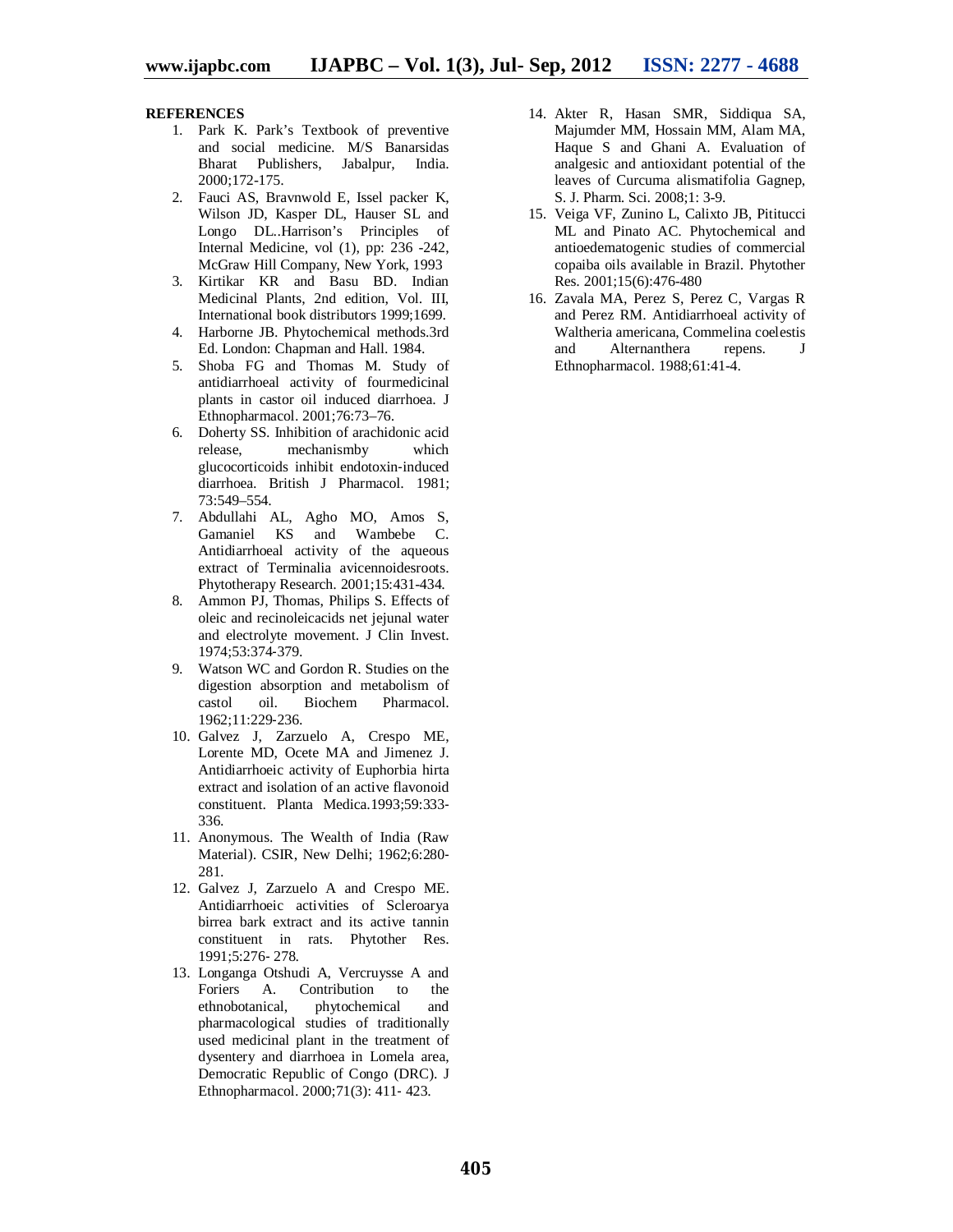## REFERENCES

1. Park K. Park's Textbook of preventive and social medicine. M/S Banarsidas Bharat Publishers, Jabalpur, India. 2000;172-175.
2. Fauci AS, Bravnwold E, Issel packer K, Wilson JD, Kasper DL, Hauser SL and Longo DL..Harrison's Principles of Internal Medicine, vol (1), pp: 236 -242, McGraw Hill Company, New York, 1993
3. Kirtikar KR and Basu BD. Indian Medicinal Plants, 2nd edition, Vol. III, International book distributors 1999;1699.
4. Harborne JB. Phytochemical methods.3rd Ed. London: Chapman and Hall. 1984.
5. Shoba FG and Thomas M. Study of antidiarrhoeal activity of fourmedicinal plants in castor oil induced diarrhoea. J Ethnopharmacol. 2001;76:73–76.
6. Doherty SS. Inhibition of arachidonic acid release, mechanismby which glucocorticoids inhibit endotoxin-induced diarrhoea. British J Pharmacol. 1981; 73:549–554.
7. Abdullahi AL, Agho MO, Amos S, Gamaniel KS and Wambebe C. Antidiarrhoeal activity of the aqueous extract of Terminalia avicennoidesroots. Phytotherapy Research. 2001;15:431-434.
8. Ammon PJ, Thomas, Philips S. Effects of oleic and recinoleicacids net jejunal water and electrolyte movement. J Clin Invest. 1974;53:374-379.
9. Watson WC and Gordon R. Studies on the digestion absorption and metabolism of castol oil. Biochem Pharmacol. 1962;11:229-236.
10. Galvez J, Zarzuelo A, Crespo ME, Lorente MD, Ocete MA and Jimenez J. Antidiarrhoeic activity of Euphorbia hirta extract and isolation of an active flavonoid constituent. Planta Medica.1993;59:333-336.
11. Anonymous. The Wealth of India (Raw Material). CSIR, New Delhi; 1962;6:280-281.
12. Galvez J, Zarzuelo A and Crespo ME. Antidiarrhoeic activities of Scleroarya birrea bark extract and its active tannin constituent in rats. Phytother Res. 1991;5:276- 278.
13. Longanga Otshudi A, Vercruysse A and Foriers A. Contribution to the ethnobotanical, phytochemical and pharmacological studies of traditionally used medicinal plant in the treatment of dysentery and diarrhoea in Lomela area, Democratic Republic of Congo (DRC). J Ethnopharmacol. 2000;71(3): 411- 423.
14. Akter R, Hasan SMR, Siddiqua SA, Majumder MM, Hossain MM, Alam MA, Haque S and Ghani A. Evaluation of analgesic and antioxidant potential of the leaves of Curcuma alismatifolia Gagnep, S. J. Pharm. Sci. 2008;1: 3-9.
15. Veiga VF, Zunino L, Calixto JB, Pititucci ML and Pinato AC. Phytochemical and antioedematogenic studies of commercial copaiba oils available in Brazil. Phytother Res. 2001;15(6):476-480
16. Zavala MA, Perez S, Perez C, Vargas R and Perez RM. Antidiarrhoeal activity of Waltheria americana, Commelina coelestis and Alternanthera repens. J Ethnopharmacol. 1988;61:41-4.